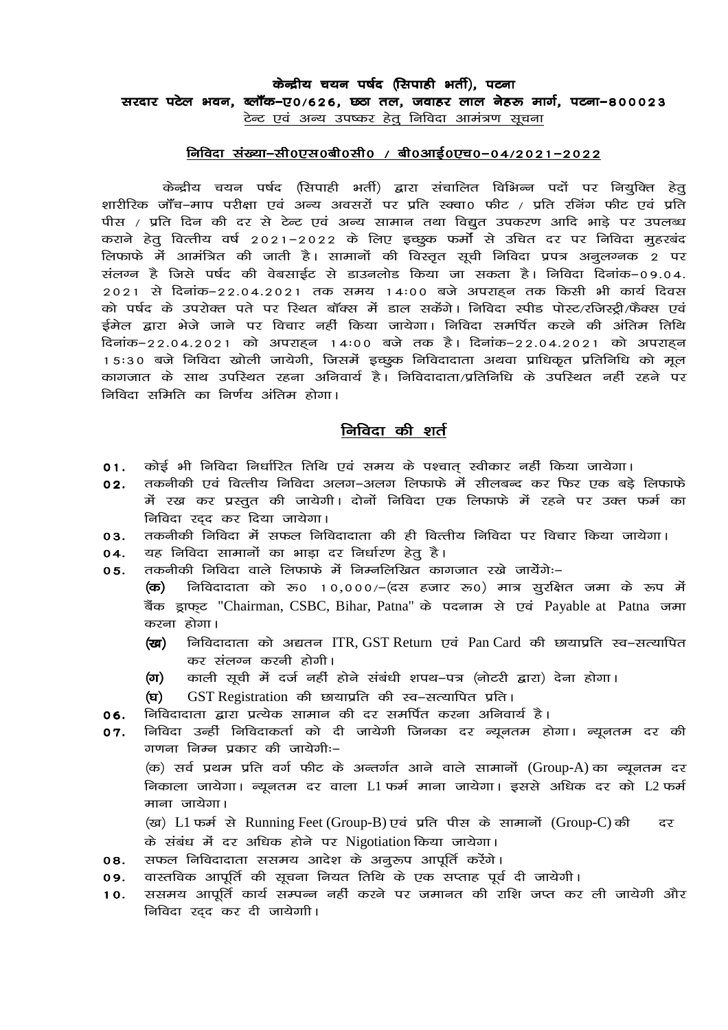# केन्द्रीय चयन पर्षद (सिपाही भर्ती), पटना

## सरदार पटेल भवन, ब्लॉक–ए0/626, छठा तल, जवाहर लाल नेहरू मार्ग, पटना–800023

टेन्ट एवं अन्य उपष्कर हेतु निविदा आमंत्रण सूचना

### निविदा संख्या–सी0एस0बी0सी0 / बी0आई0एच0–04/2021–2022

केन्द्रीय चयन पर्षद (सिपाही भर्ती) द्वारा संचालित विभिन्न पदों पर नियुक्ति हेतु शारीरिक जाँच–माप परीक्षा एवं अन्य अवसरों पर प्रति स्क्वा0 फीट / प्रति रनिंग फीट एवं प्रति पीस / प्रति दिन की दर से टेन्ट एवं अन्य सामान तथा विद्युत उपकरण आदि भाड़े पर उपलब्ध कराने हेतु वित्तीय वर्ष 2021–2022 के लिए इच्छुक फर्मों से उचित दर पर निविदा मुहरबंद लिफाफे में आमंत्रित की जाती है। सामानों की विस्तृत सूची निविदा प्रपत्र अनुलग्नक 2 पर संलग्न है जिसे पर्षद की वेबसाईट से डाउनलोड किया जा सकता है। निविदा दिनांक–09.04.2021 से दिनांक–22.04.2021 तक समय 14:00 बजे अपराह्न तक किसी भी कार्य दिवस को पर्षद के उपरोक्त पते पर स्थित बॉक्स में डाल सकेंगे। निविदा स्पीड पोस्ट/रजिस्ट्री/फैक्स एवं ईमेल द्वारा भेजे जाने पर विचार नहीं किया जायेगा। निविदा समर्पित करने की अंतिम तिथि दिनांक–22.04.2021 को अपराह्न 14:00 बजे तक है। दिनांक–22.04.2021 को अपराह्न 15:30 बजे निविदा खोली जायेगी, जिसमें इच्छुक निविदादाता अथवा प्राधिकृत प्रतिनिधि को मूल कागजात के साथ उपस्थित रहना अनिवार्य है। निविदादाता/प्रतिनिधि के उपस्थित नहीं रहने पर निविदा समिति का निर्णय अंतिम होगा।

## निविदा की शर्त

01. कोई भी निविदा निर्धारित तिथि एवं समय के पश्चात् स्वीकार नहीं किया जायेगा।
02. तकनीकी एवं वित्तीय निविदा अलग–अलग लिफाफे में सीलबन्द कर फिर एक बड़े लिफाफे में रख कर प्रस्तुत की जायेगी। दोनों निविदा एक लिफाफे में रहने पर उक्त फर्म का निविदा रद्द कर दिया जायेगा।
03. तकनीकी निविदा में सफल निविदादाता की ही वित्तीय निविदा पर विचार किया जायेगा।
04. यह निविदा सामानों का भाड़ा दर निर्धारण हेतु है।
05. तकनीकी निविदा वाले लिफाफे में निम्नलिखित कागजात रखे जायेंगेः–
    - **(क)** निविदादाता को रू0 10,000/–(दस हजार रू0) मात्र सुरक्षित जमा के रूप में बैंक ड्राफ्ट "Chairman, CSBC, Bihar, Patna" के पदनाम से एवं Payable at Patna जमा करना होगा।
    - **(ख)** निविदादाता को अद्यतन ITR, GST Return एवं Pan Card की छायाप्रति स्व–सत्यापित कर संलग्न करनी होगी।
    - **(ग)** काली सूची में दर्ज नहीं होने संबंधी शपथ–पत्र (नोटरी द्वारा) देना होगा।
    - **(घ)** GST Registration की छायाप्रति की स्व–सत्यापित प्रति।
06. निविदादाता द्वारा प्रत्येक सामान की दर समर्पित करना अनिवार्य है।
07. निविदा उन्हीं निविदाकर्ता को दी जायेगी जिनका दर न्यूनतम होगा। न्यूनतम दर की गणना निम्न प्रकार की जायेगीः–

    (क) सर्व प्रथम प्रति वर्ग फीट के अन्तर्गत आने वाले सामानों (Group-A) का न्यूनतम दर निकाला जायेगा। न्यूनतम दर वाला L1 फर्म माना जायेगा। इससे अधिक दर को L2 फर्म माना जायेगा।

    (ख) L1 फर्म से Running Feet (Group-B) एवं प्रति पीस के सामानों (Group-C) की दर के संबंध में दर अधिक होने पर Nigotiation किया जायेगा।
08. सफल निविदादाता ससमय आदेश के अनुरूप आपूर्ति करेंगे।
09. वास्तविक आपूर्ति की सूचना नियत तिथि के एक सप्ताह पूर्व दी जायेगी।
10. ससमय आपूर्ति कार्य सम्पन्न नहीं करने पर जमानत की राशि जप्त कर ली जायेगी और निविदा रद्द कर दी जायेगी।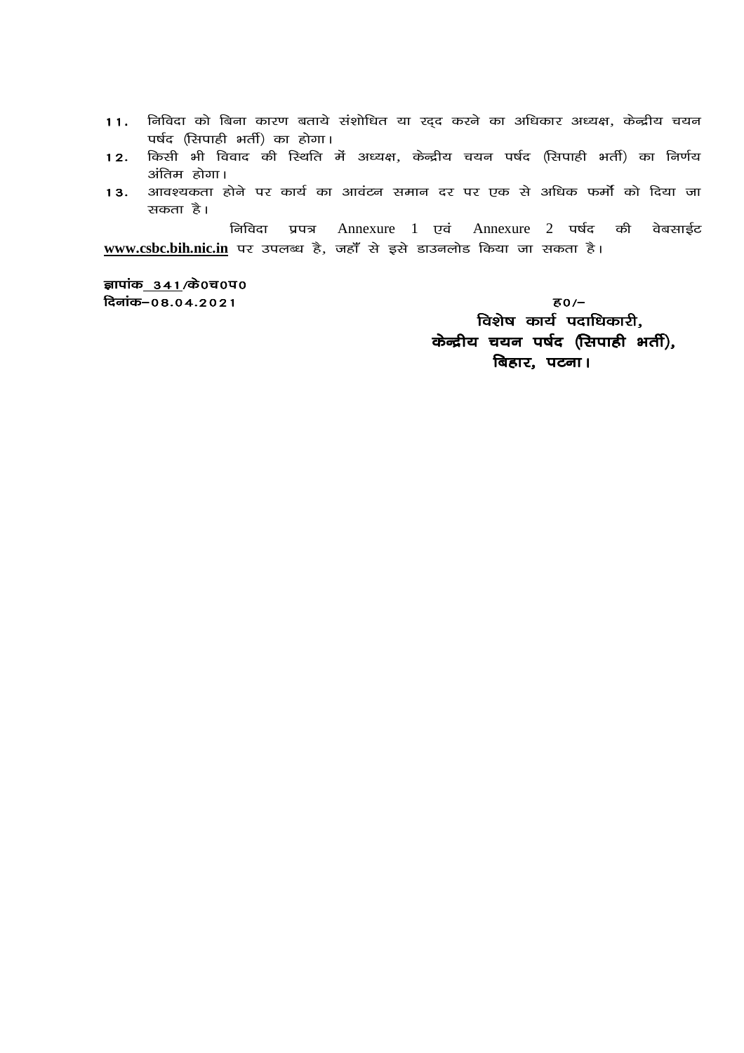11. निविदा को बिना कारण बताये संशोधित या रद्द करने का अधिकार अध्यक्ष, केन्द्रीय चयन पर्षद (सिपाही भर्ती) का होगा।
12. किसी भी विवाद की स्थिति में अध्यक्ष, केन्द्रीय चयन पर्षद (सिपाही भर्ती) का निर्णय अंतिम होगा।
13. आवश्यकता होने पर कार्य का आवंटन समान दर पर एक से अधिक फर्मों को दिया जा सकता है।

निविदा प्रपत्र Annexure 1 एवं Annexure 2 पर्षद की वेबसाईट **www.csbc.bih.nic.in** पर उपलब्ध है, जहाँ से इसे डाउनलोड किया जा सकता है।

**ज्ञापांक 341/के0च0प0**
**दिनांक–08.04.2021**

ह0/–
**विशेष कार्य पदाधिकारी,**
**केन्द्रीय चयन पर्षद (सिपाही भर्ती),**
**बिहार, पटना।**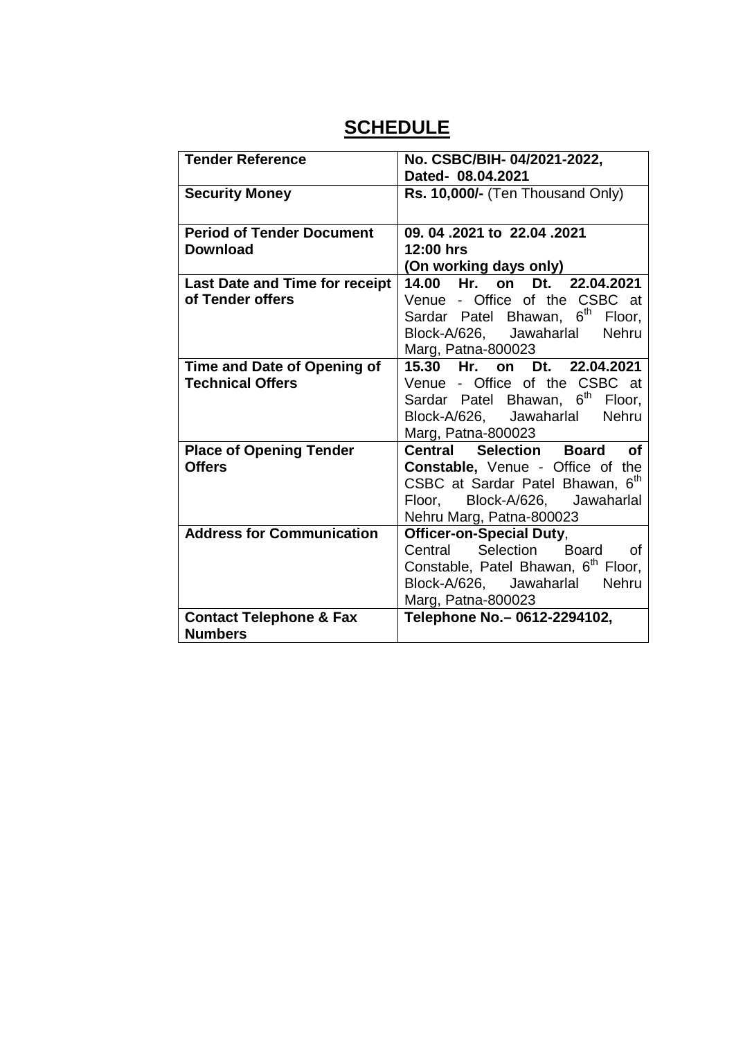# SCHEDULE

| | |
|---|---|
| **Tender Reference** | **No. CSBC/BIH- 04/2021-2022, Dated- 08.04.2021** |
| **Security Money** | **Rs. 10,000/-** (Ten Thousand Only) |
| **Period of Tender Document Download** | **09. 04 .2021 to 22.04 .2021 12:00 hrs (On working days only)** |
| **Last Date and Time for receipt of Tender offers** | **14.00 Hr. on Dt. 22.04.2021** Venue - Office of the CSBC at Sardar Patel Bhawan, 6th Floor, Block-A/626, Jawaharlal Nehru Marg, Patna-800023 |
| **Time and Date of Opening of Technical Offers** | **15.30 Hr. on Dt. 22.04.2021** Venue - Office of the CSBC at Sardar Patel Bhawan, 6th Floor, Block-A/626, Jawaharlal Nehru Marg, Patna-800023 |
| **Place of Opening Tender Offers** | **Central Selection Board of Constable,** Venue - Office of the CSBC at Sardar Patel Bhawan, 6th Floor, Block-A/626, Jawaharlal Nehru Marg, Patna-800023 |
| **Address for Communication** | **Officer-on-Special Duty**, Central Selection Board of Constable, Patel Bhawan, 6th Floor, Block-A/626, Jawaharlal Nehru Marg, Patna-800023 |
| **Contact Telephone & Fax Numbers** | **Telephone No.– 0612-2294102,** |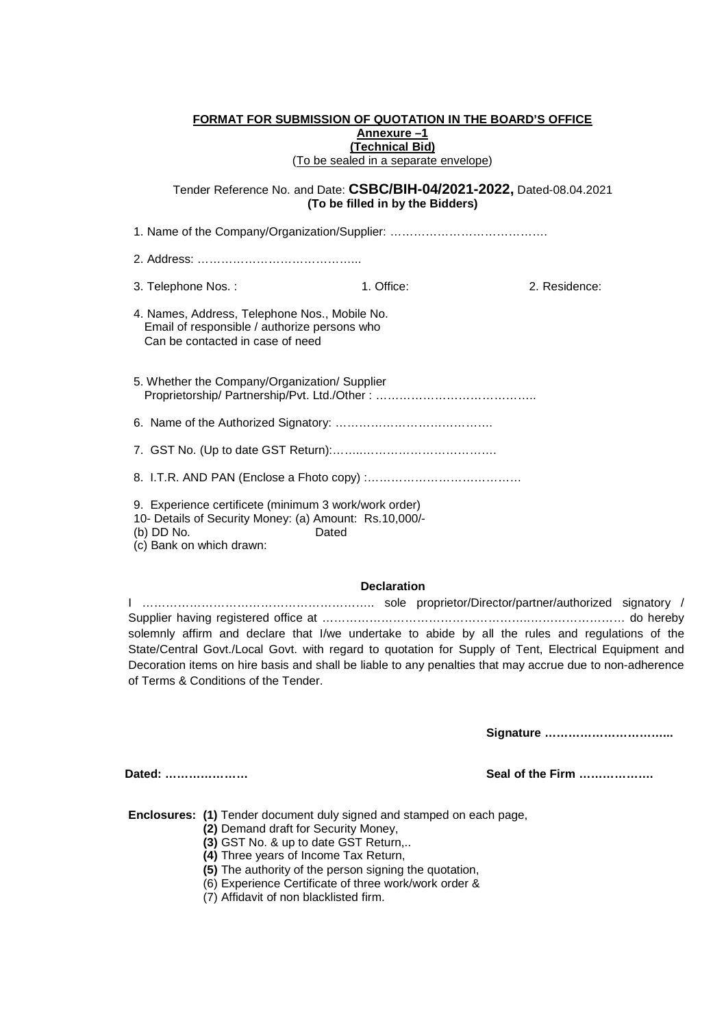**FORMAT FOR SUBMISSION OF QUOTATION IN THE BOARD'S OFFICE**

**Annexure –1**

**(Technical Bid)**

(To be sealed in a separate envelope)

Tender Reference No. and Date: **CSBC/BIH-04/2021-2022,** Dated-08.04.2021
**(To be filled in by the Bidders)**

1. Name of the Company/Organization/Supplier: ………………………………….

2. Address: …………………………………..

3. Telephone Nos. : 1. Office: 2. Residence:

4. Names, Address, Telephone Nos., Mobile No. Email of responsible / authorize persons who Can be contacted in case of need

5. Whether the Company/Organization/ Supplier Proprietorship/ Partnership/Pvt. Ltd./Other : …………………………………..

6. Name of the Authorized Signatory: ………………………………….

7. GST No. (Up to date GST Return):……..……………………………

8. I.T.R. AND PAN (Enclose a Photo copy) :…………………………………

9. Experience certificete (minimum 3 work/work order)

10- Details of Security Money: (a) Amount: Rs.10,000/-
(b) DD No. Dated
(c) Bank on which drawn:

**Declaration**

I ………………………………………………….. sole proprietor/Director/partner/authorized signatory / Supplier having registered office at …………………………………………………………………… do hereby solemnly affirm and declare that I/we undertake to abide by all the rules and regulations of the State/Central Govt./Local Govt. with regard to quotation for Supply of Tent, Electrical Equipment and Decoration items on hire basis and shall be liable to any penalties that may accrue due to non-adherence of Terms & Conditions of the Tender.

**Signature …………………………..**

**Dated: …………………** **Seal of the Firm ……………….**

**Enclosures: (1)** Tender document duly signed and stamped on each page,
**(2)** Demand draft for Security Money,
**(3)** GST No. & up to date GST Return,..
**(4)** Three years of Income Tax Return,
**(5)** The authority of the person signing the quotation,
(6) Experience Certificate of three work/work order &
(7) Affidavit of non blacklisted firm.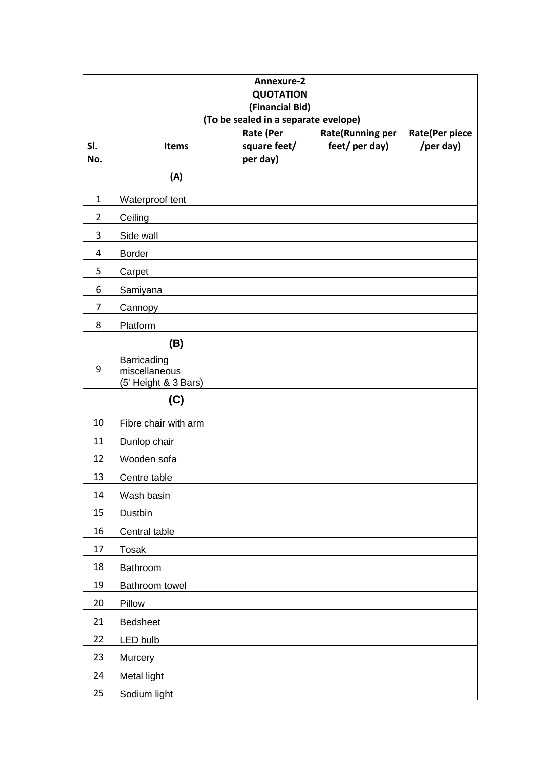**Annexure-2**
**QUOTATION**
**(Financial Bid)**
**(To be sealed in a separate evelope)**

| Sl. No. | Items | Rate (Per square feet/ per day) | Rate(Running per feet/ per day) | Rate(Per piece /per day) |
|---|---|---|---|---|
| | **(A)** | | | |
| 1 | Waterproof tent | | | |
| 2 | Ceiling | | | |
| 3 | Side wall | | | |
| 4 | Border | | | |
| 5 | Carpet | | | |
| 6 | Samiyana | | | |
| 7 | Cannopy | | | |
| 8 | Platform | | | |
| | **(B)** | | | |
| 9 | Barricading miscellaneous (5' Height & 3 Bars) | | | |
| | **(C)** | | | |
| 10 | Fibre chair with arm | | | |
| 11 | Dunlop chair | | | |
| 12 | Wooden sofa | | | |
| 13 | Centre table | | | |
| 14 | Wash basin | | | |
| 15 | Dustbin | | | |
| 16 | Central table | | | |
| 17 | Tosak | | | |
| 18 | Bathroom | | | |
| 19 | Bathroom towel | | | |
| 20 | Pillow | | | |
| 21 | Bedsheet | | | |
| 22 | LED bulb | | | |
| 23 | Murcery | | | |
| 24 | Metal light | | | |
| 25 | Sodium light | | | |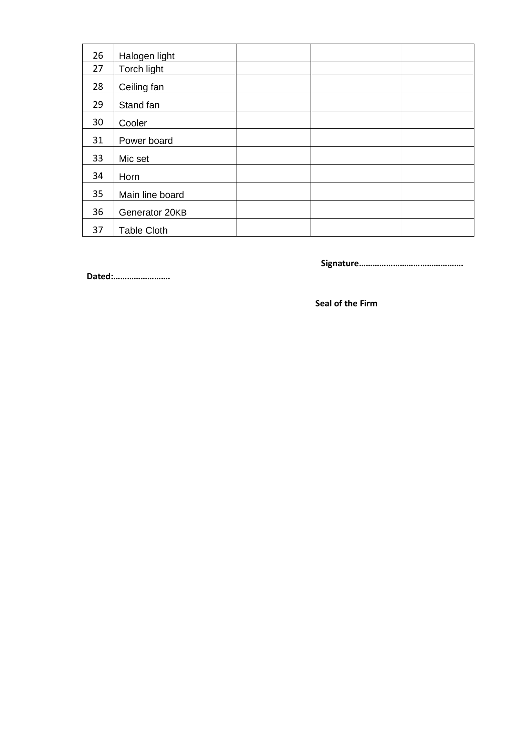| | | | | |
|---|---|---|---|---|
| 26 | Halogen light | | | |
| 27 | Torch light | | | |
| 28 | Ceiling fan | | | |
| 29 | Stand fan | | | |
| 30 | Cooler | | | |
| 31 | Power board | | | |
| 33 | Mic set | | | |
| 34 | Horn | | | |
| 35 | Main line board | | | |
| 36 | Generator 20KB | | | |
| 37 | Table Cloth | | | |

**Signature……………………………………….**

**Dated:…………………….**

**Seal of the Firm**